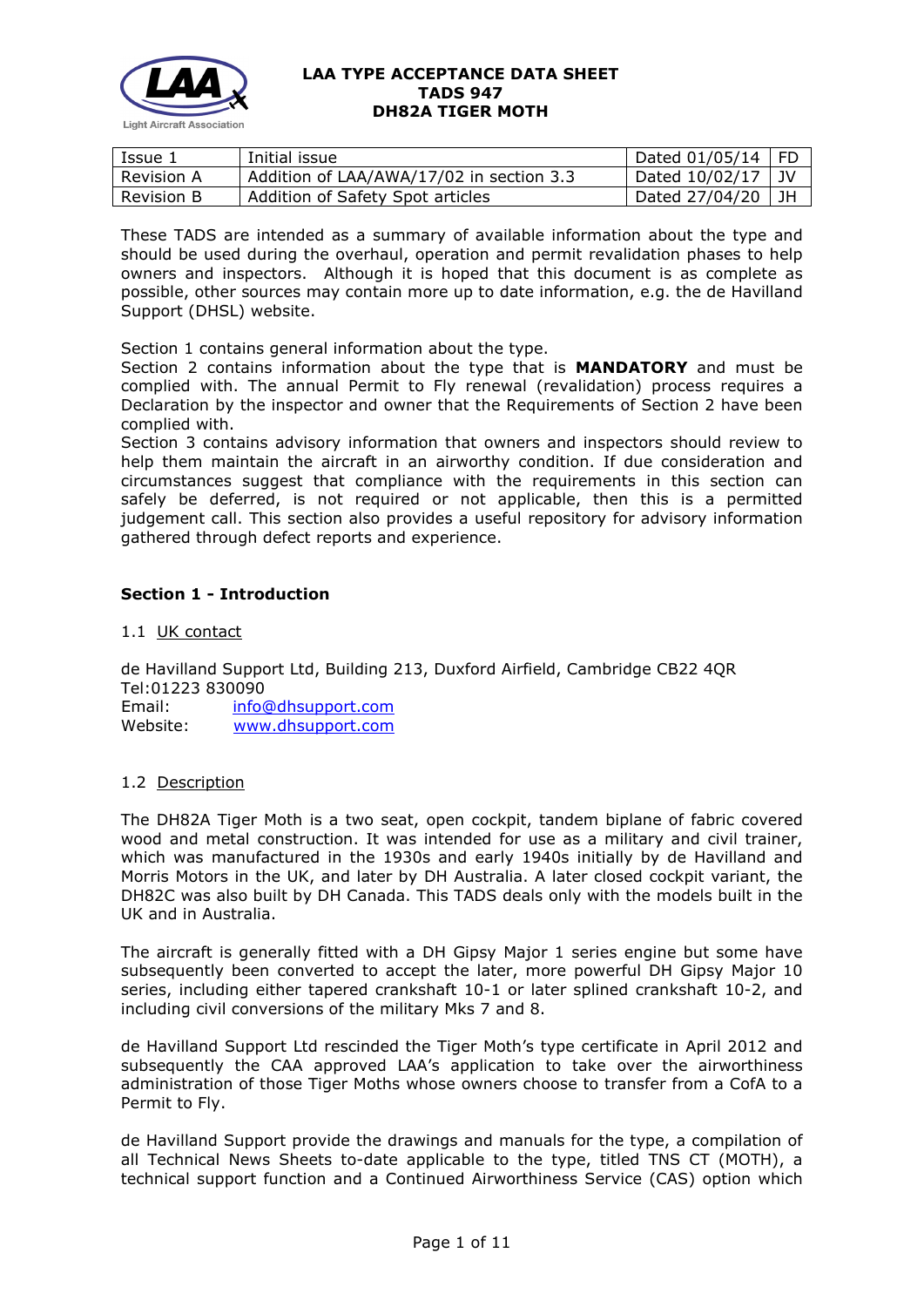# LAA TYPE ACCEPTANCE DATA SHEET
# TADS 947
# DH82A TIGER MOTH

| Issue 1 | Initial issue | Dated 01/05/14 | FD |
|---|---|---|---|
| Revision A | Addition of LAA/AWA/17/02 in section 3.3 | Dated 10/02/17 | JV |
| Revision B | Addition of Safety Spot articles | Dated 27/04/20 | JH |

These TADS are intended as a summary of available information about the type and should be used during the overhaul, operation and permit revalidation phases to help owners and inspectors. Although it is hoped that this document is as complete as possible, other sources may contain more up to date information, e.g. the de Havilland Support (DHSL) website.

Section 1 contains general information about the type.
Section 2 contains information about the type that is **MANDATORY** and must be complied with. The annual Permit to Fly renewal (revalidation) process requires a Declaration by the inspector and owner that the Requirements of Section 2 have been complied with.
Section 3 contains advisory information that owners and inspectors should review to help them maintain the aircraft in an airworthy condition. If due consideration and circumstances suggest that compliance with the requirements in this section can safely be deferred, is not required or not applicable, then this is a permitted judgement call. This section also provides a useful repository for advisory information gathered through defect reports and experience.

## Section 1 - Introduction

1.1 UK contact

de Havilland Support Ltd, Building 213, Duxford Airfield, Cambridge CB22 4QR
Tel:01223 830090
Email: info@dhsupport.com
Website: www.dhsupport.com

1.2 Description

The DH82A Tiger Moth is a two seat, open cockpit, tandem biplane of fabric covered wood and metal construction. It was intended for use as a military and civil trainer, which was manufactured in the 1930s and early 1940s initially by de Havilland and Morris Motors in the UK, and later by DH Australia. A later closed cockpit variant, the DH82C was also built by DH Canada. This TADS deals only with the models built in the UK and in Australia.

The aircraft is generally fitted with a DH Gipsy Major 1 series engine but some have subsequently been converted to accept the later, more powerful DH Gipsy Major 10 series, including either tapered crankshaft 10-1 or later splined crankshaft 10-2, and including civil conversions of the military Mks 7 and 8.

de Havilland Support Ltd rescinded the Tiger Moth's type certificate in April 2012 and subsequently the CAA approved LAA's application to take over the airworthiness administration of those Tiger Moths whose owners choose to transfer from a CofA to a Permit to Fly.

de Havilland Support provide the drawings and manuals for the type, a compilation of all Technical News Sheets to-date applicable to the type, titled TNS CT (MOTH), a technical support function and a Continued Airworthiness Service (CAS) option which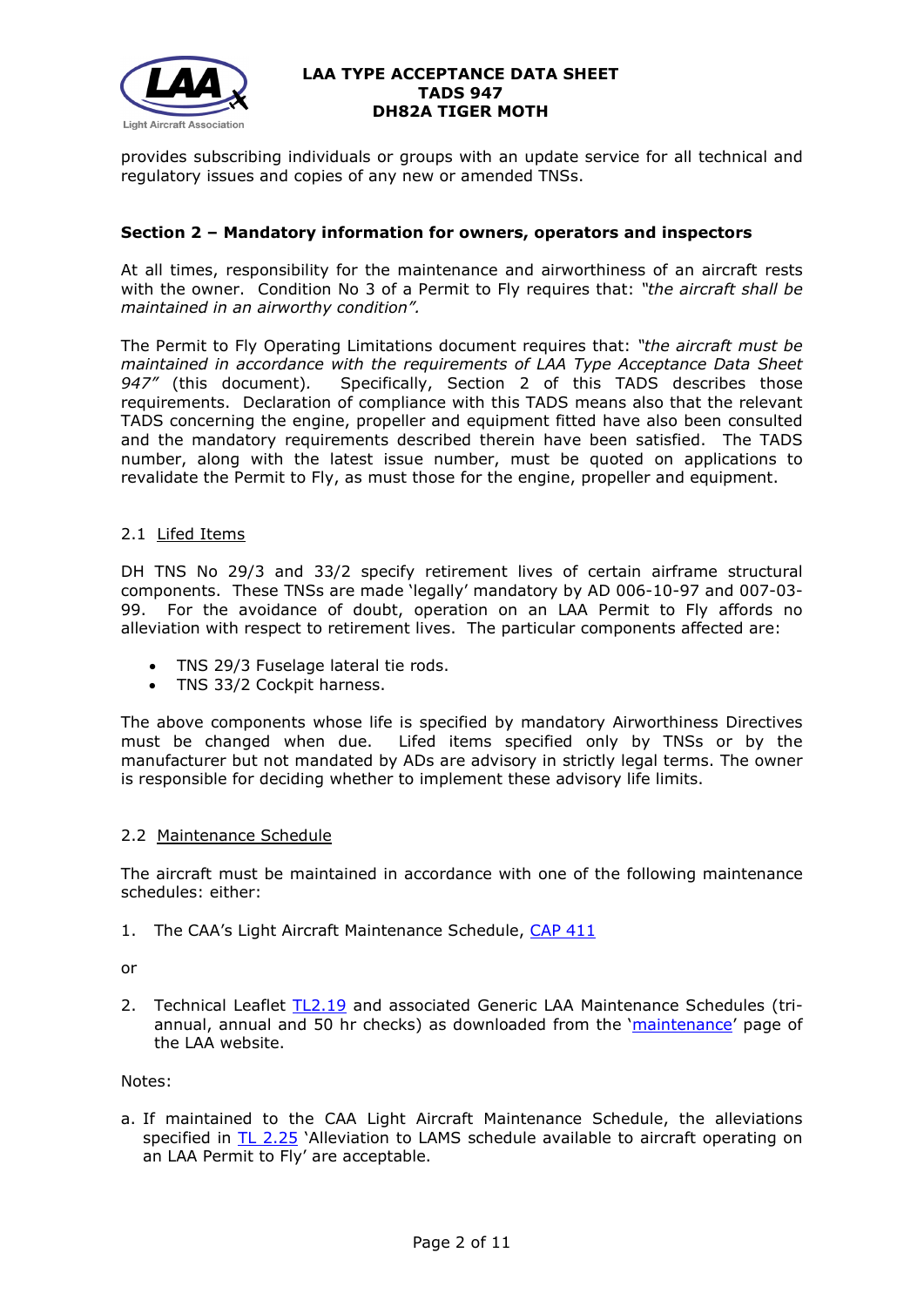provides subscribing individuals or groups with an update service for all technical and regulatory issues and copies of any new or amended TNSs.

### Section 2 – Mandatory information for owners, operators and inspectors

At all times, responsibility for the maintenance and airworthiness of an aircraft rests with the owner. Condition No 3 of a Permit to Fly requires that: *"the aircraft shall be maintained in an airworthy condition".*

The Permit to Fly Operating Limitations document requires that: *"the aircraft must be maintained in accordance with the requirements of LAA Type Acceptance Data Sheet 947"* (this document). Specifically, Section 2 of this TADS describes those requirements. Declaration of compliance with this TADS means also that the relevant TADS concerning the engine, propeller and equipment fitted have also been consulted and the mandatory requirements described therein have been satisfied. The TADS number, along with the latest issue number, must be quoted on applications to revalidate the Permit to Fly, as must those for the engine, propeller and equipment.

#### 2.1 Lifed Items

DH TNS No 29/3 and 33/2 specify retirement lives of certain airframe structural components. These TNSs are made 'legally' mandatory by AD 006-10-97 and 007-03-99. For the avoidance of doubt, operation on an LAA Permit to Fly affords no alleviation with respect to retirement lives. The particular components affected are:

- TNS 29/3 Fuselage lateral tie rods.
- TNS 33/2 Cockpit harness.

The above components whose life is specified by mandatory Airworthiness Directives must be changed when due. Lifed items specified only by TNSs or by the manufacturer but not mandated by ADs are advisory in strictly legal terms. The owner is responsible for deciding whether to implement these advisory life limits.

#### 2.2 Maintenance Schedule

The aircraft must be maintained in accordance with one of the following maintenance schedules: either:

1. The CAA's Light Aircraft Maintenance Schedule, CAP 411

or

2. Technical Leaflet TL2.19 and associated Generic LAA Maintenance Schedules (tri-annual, annual and 50 hr checks) as downloaded from the 'maintenance' page of the LAA website.

Notes:

a. If maintained to the CAA Light Aircraft Maintenance Schedule, the alleviations specified in TL 2.25 'Alleviation to LAMS schedule available to aircraft operating on an LAA Permit to Fly' are acceptable.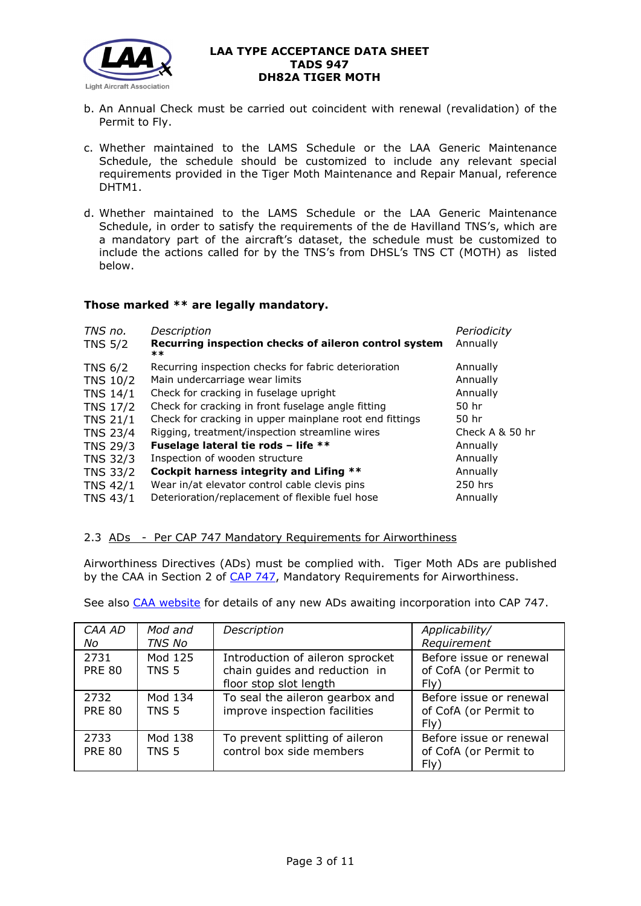b. An Annual Check must be carried out coincident with renewal (revalidation) of the Permit to Fly.

c. Whether maintained to the LAMS Schedule or the LAA Generic Maintenance Schedule, the schedule should be customized to include any relevant special requirements provided in the Tiger Moth Maintenance and Repair Manual, reference DHTM1.

d. Whether maintained to the LAMS Schedule or the LAA Generic Maintenance Schedule, in order to satisfy the requirements of the de Havilland TNS's, which are a mandatory part of the aircraft's dataset, the schedule must be customized to include the actions called for by the TNS's from DHSL's TNS CT (MOTH) as listed below.

**Those marked ** are legally mandatory.**

| *TNS no.* | *Description* | *Periodicity* |
|---|---|---|
| TNS 5/2 | **Recurring inspection checks of aileron control system ** ** | Annually |
| TNS 6/2 | Recurring inspection checks for fabric deterioration | Annually |
| TNS 10/2 | Main undercarriage wear limits | Annually |
| TNS 14/1 | Check for cracking in fuselage upright | Annually |
| TNS 17/2 | Check for cracking in front fuselage angle fitting | 50 hr |
| TNS 21/1 | Check for cracking in upper mainplane root end fittings | 50 hr |
| TNS 23/4 | Rigging, treatment/inspection streamline wires | Check A & 50 hr |
| TNS 29/3 | **Fuselage lateral tie rods – life ** ** | Annually |
| TNS 32/3 | Inspection of wooden structure | Annually |
| TNS 33/2 | **Cockpit harness integrity and Lifing ** ** | Annually |
| TNS 42/1 | Wear in/at elevator control cable clevis pins | 250 hrs |
| TNS 43/1 | Deterioration/replacement of flexible fuel hose | Annually |

2.3 ADs - Per CAP 747 Mandatory Requirements for Airworthiness

Airworthiness Directives (ADs) must be complied with. Tiger Moth ADs are published by the CAA in Section 2 of CAP 747, Mandatory Requirements for Airworthiness.

See also CAA website for details of any new ADs awaiting incorporation into CAP 747.

| *CAA AD No* | *Mod and TNS No* | *Description* | *Applicability/ Requirement* |
|---|---|---|---|
| 2731 PRE 80 | Mod 125 TNS 5 | Introduction of aileron sprocket chain guides and reduction in floor stop slot length | Before issue or renewal of CofA (or Permit to Fly) |
| 2732 PRE 80 | Mod 134 TNS 5 | To seal the aileron gearbox and improve inspection facilities | Before issue or renewal of CofA (or Permit to Fly) |
| 2733 PRE 80 | Mod 138 TNS 5 | To prevent splitting of aileron control box side members | Before issue or renewal of CofA (or Permit to Fly) |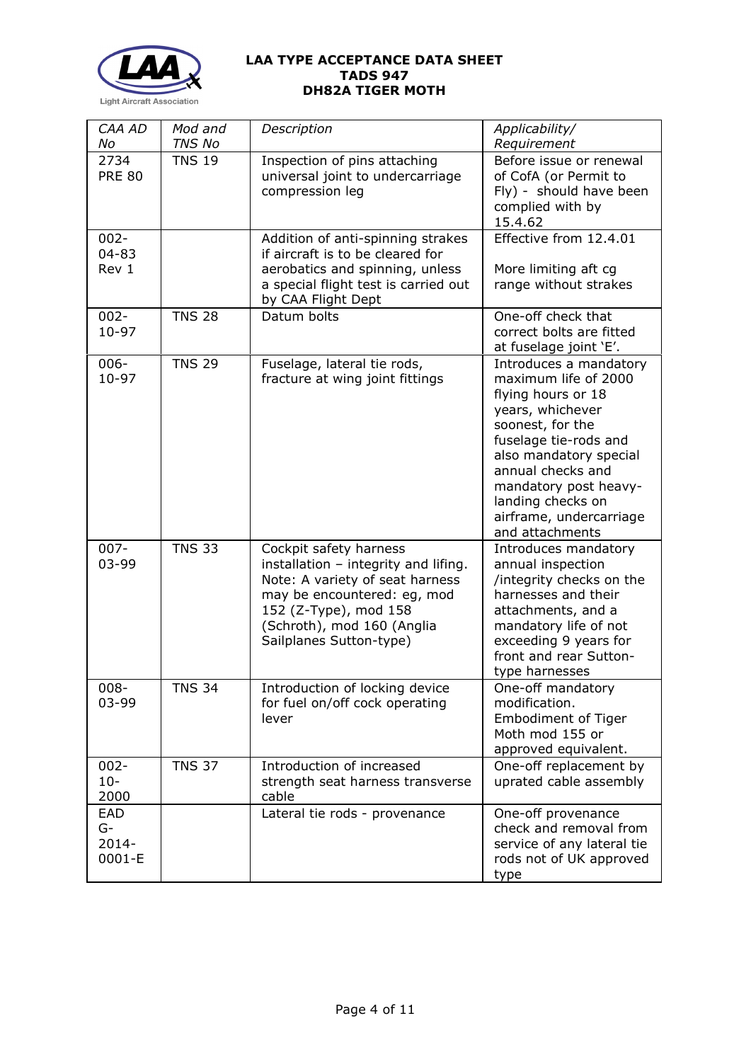**LAA TYPE ACCEPTANCE DATA SHEET**
**TADS 947**
**DH82A TIGER MOTH**

| *CAA AD No* | *Mod and TNS No* | *Description* | *Applicability/ Requirement* |
|---|---|---|---|
| 2734 PRE 80 | TNS 19 | Inspection of pins attaching universal joint to undercarriage compression leg | Before issue or renewal of CofA (or Permit to Fly) - should have been complied with by 15.4.62 |
| 002-04-83 Rev 1 | | Addition of anti-spinning strakes if aircraft is to be cleared for aerobatics and spinning, unless a special flight test is carried out by CAA Flight Dept | Effective from 12.4.01<br><br>More limiting aft cg range without strakes |
| 002-10-97 | TNS 28 | Datum bolts | One-off check that correct bolts are fitted at fuselage joint 'E'. |
| 006-10-97 | TNS 29 | Fuselage, lateral tie rods, fracture at wing joint fittings | Introduces a mandatory maximum life of 2000 flying hours or 18 years, whichever soonest, for the fuselage tie-rods and also mandatory special annual checks and mandatory post heavy-landing checks on airframe, undercarriage and attachments |
| 007-03-99 | TNS 33 | Cockpit safety harness installation – integrity and lifing. Note: A variety of seat harness may be encountered: eg, mod 152 (Z-Type), mod 158 (Schroth), mod 160 (Anglia Sailplanes Sutton-type) | Introduces mandatory annual inspection /integrity checks on the harnesses and their attachments, and a mandatory life of not exceeding 9 years for front and rear Sutton-type harnesses |
| 008-03-99 | TNS 34 | Introduction of locking device for fuel on/off cock operating lever | One-off mandatory modification. Embodiment of Tiger Moth mod 155 or approved equivalent. |
| 002-10-2000 | TNS 37 | Introduction of increased strength seat harness transverse cable | One-off replacement by uprated cable assembly |
| EAD G-2014-0001-E | | Lateral tie rods - provenance | One-off provenance check and removal from service of any lateral tie rods not of UK approved type |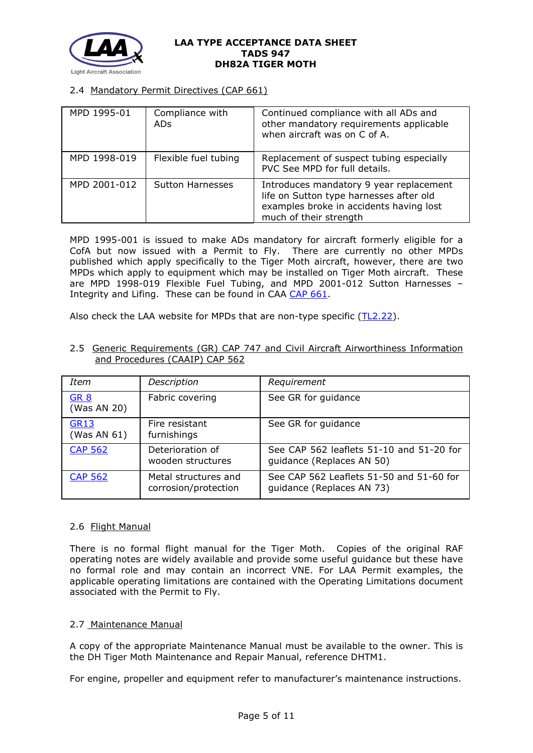### 2.4 Mandatory Permit Directives (CAP 661)

| | | |
|---|---|---|
| MPD 1995-01 | Compliance with ADs | Continued compliance with all ADs and other mandatory requirements applicable when aircraft was on C of A. |
| MPD 1998-019 | Flexible fuel tubing | Replacement of suspect tubing especially PVC See MPD for full details. |
| MPD 2001-012 | Sutton Harnesses | Introduces mandatory 9 year replacement life on Sutton type harnesses after old examples broke in accidents having lost much of their strength |

MPD 1995-001 is issued to make ADs mandatory for aircraft formerly eligible for a CofA but now issued with a Permit to Fly. There are currently no other MPDs published which apply specifically to the Tiger Moth aircraft, however, there are two MPDs which apply to equipment which may be installed on Tiger Moth aircraft. These are MPD 1998-019 Flexible Fuel Tubing, and MPD 2001-012 Sutton Harnesses – Integrity and Lifing. These can be found in CAA CAP 661.

Also check the LAA website for MPDs that are non-type specific (TL2.22).

### 2.5 Generic Requirements (GR) CAP 747 and Civil Aircraft Airworthiness Information and Procedures (CAAIP) CAP 562

| *Item* | *Description* | *Requirement* |
|---|---|---|
| GR 8 (Was AN 20) | Fabric covering | See GR for guidance |
| GR13 (Was AN 61) | Fire resistant furnishings | See GR for guidance |
| CAP 562 | Deterioration of wooden structures | See CAP 562 leaflets 51-10 and 51-20 for guidance (Replaces AN 50) |
| CAP 562 | Metal structures and corrosion/protection | See CAP 562 Leaflets 51-50 and 51-60 for guidance (Replaces AN 73) |

### 2.6 Flight Manual

There is no formal flight manual for the Tiger Moth. Copies of the original RAF operating notes are widely available and provide some useful guidance but these have no formal role and may contain an incorrect VNE. For LAA Permit examples, the applicable operating limitations are contained with the Operating Limitations document associated with the Permit to Fly.

### 2.7 Maintenance Manual

A copy of the appropriate Maintenance Manual must be available to the owner. This is the DH Tiger Moth Maintenance and Repair Manual, reference DHTM1.

For engine, propeller and equipment refer to manufacturer's maintenance instructions.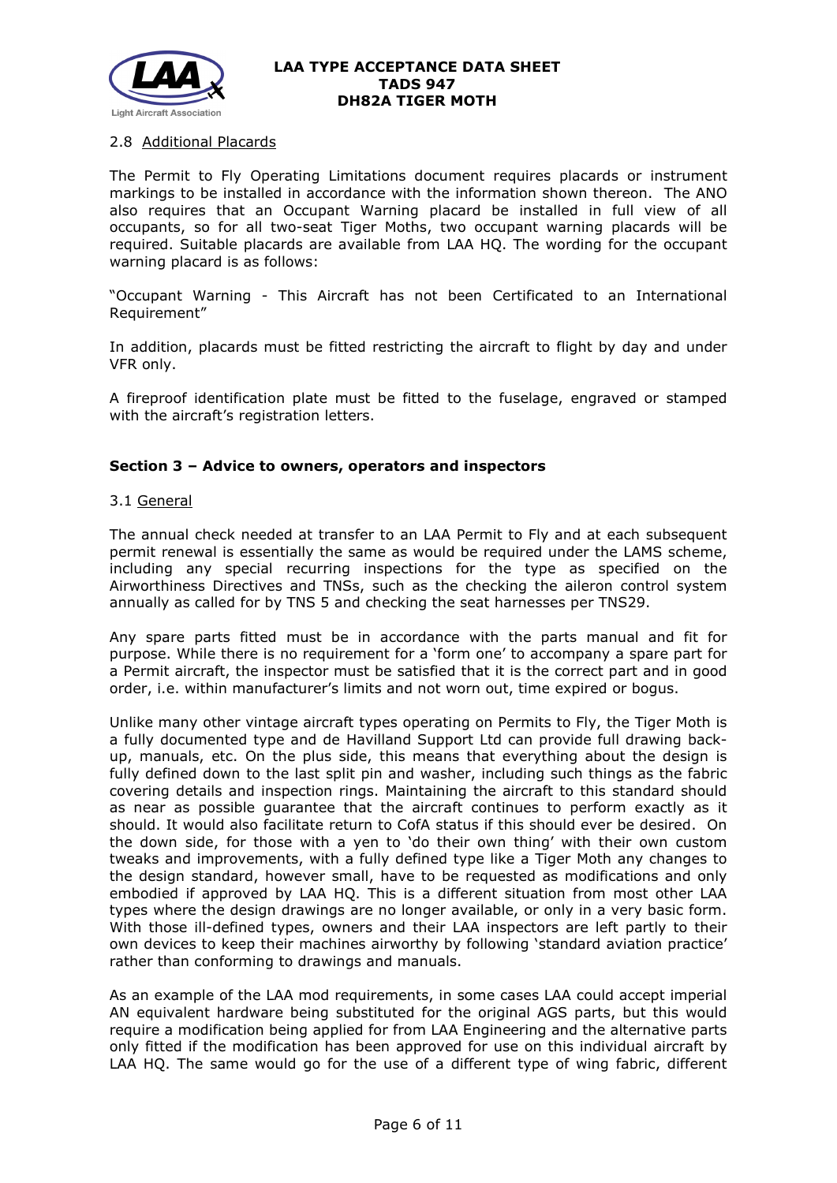### 2.8 Additional Placards

The Permit to Fly Operating Limitations document requires placards or instrument markings to be installed in accordance with the information shown thereon. The ANO also requires that an Occupant Warning placard be installed in full view of all occupants, so for all two-seat Tiger Moths, two occupant warning placards will be required. Suitable placards are available from LAA HQ. The wording for the occupant warning placard is as follows:

"Occupant Warning - This Aircraft has not been Certificated to an International Requirement"

In addition, placards must be fitted restricting the aircraft to flight by day and under VFR only.

A fireproof identification plate must be fitted to the fuselage, engraved or stamped with the aircraft's registration letters.

## Section 3 – Advice to owners, operators and inspectors

### 3.1 General

The annual check needed at transfer to an LAA Permit to Fly and at each subsequent permit renewal is essentially the same as would be required under the LAMS scheme, including any special recurring inspections for the type as specified on the Airworthiness Directives and TNSs, such as the checking the aileron control system annually as called for by TNS 5 and checking the seat harnesses per TNS29.

Any spare parts fitted must be in accordance with the parts manual and fit for purpose. While there is no requirement for a 'form one' to accompany a spare part for a Permit aircraft, the inspector must be satisfied that it is the correct part and in good order, i.e. within manufacturer's limits and not worn out, time expired or bogus.

Unlike many other vintage aircraft types operating on Permits to Fly, the Tiger Moth is a fully documented type and de Havilland Support Ltd can provide full drawing back-up, manuals, etc. On the plus side, this means that everything about the design is fully defined down to the last split pin and washer, including such things as the fabric covering details and inspection rings. Maintaining the aircraft to this standard should as near as possible guarantee that the aircraft continues to perform exactly as it should. It would also facilitate return to CofA status if this should ever be desired. On the down side, for those with a yen to 'do their own thing' with their own custom tweaks and improvements, with a fully defined type like a Tiger Moth any changes to the design standard, however small, have to be requested as modifications and only embodied if approved by LAA HQ. This is a different situation from most other LAA types where the design drawings are no longer available, or only in a very basic form. With those ill-defined types, owners and their LAA inspectors are left partly to their own devices to keep their machines airworthy by following 'standard aviation practice' rather than conforming to drawings and manuals.

As an example of the LAA mod requirements, in some cases LAA could accept imperial AN equivalent hardware being substituted for the original AGS parts, but this would require a modification being applied for from LAA Engineering and the alternative parts only fitted if the modification has been approved for use on this individual aircraft by LAA HQ. The same would go for the use of a different type of wing fabric, different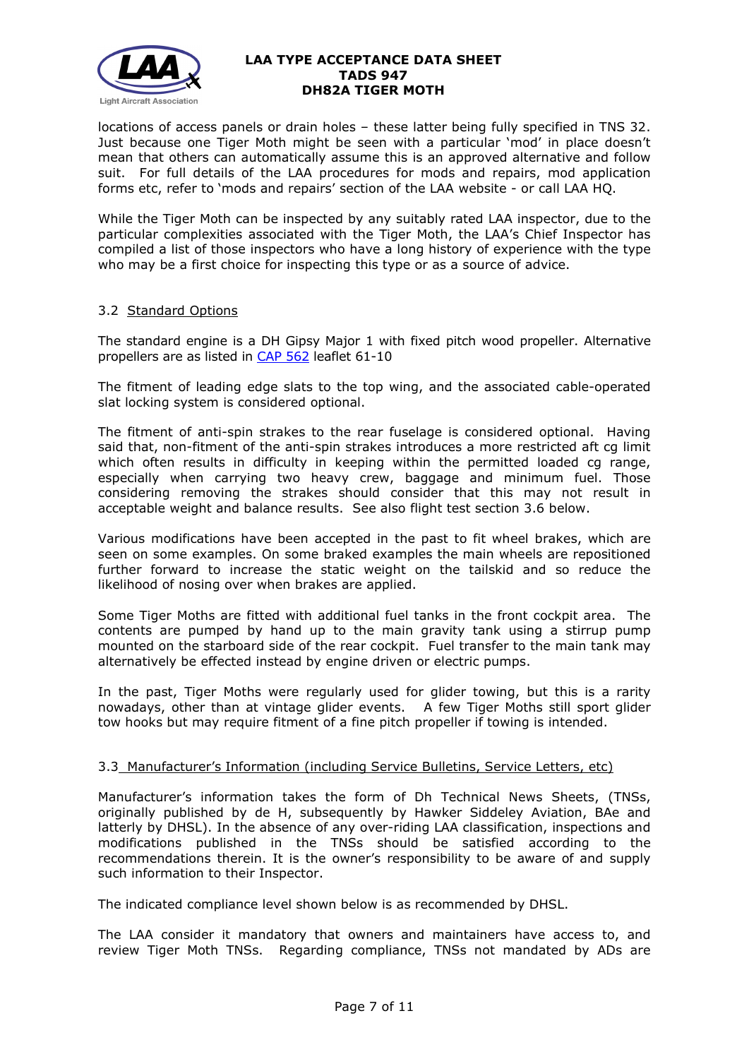locations of access panels or drain holes – these latter being fully specified in TNS 32. Just because one Tiger Moth might be seen with a particular 'mod' in place doesn't mean that others can automatically assume this is an approved alternative and follow suit. For full details of the LAA procedures for mods and repairs, mod application forms etc, refer to 'mods and repairs' section of the LAA website - or call LAA HQ.

While the Tiger Moth can be inspected by any suitably rated LAA inspector, due to the particular complexities associated with the Tiger Moth, the LAA's Chief Inspector has compiled a list of those inspectors who have a long history of experience with the type who may be a first choice for inspecting this type or as a source of advice.

### 3.2 Standard Options

The standard engine is a DH Gipsy Major 1 with fixed pitch wood propeller. Alternative propellers are as listed in CAP 562 leaflet 61-10

The fitment of leading edge slats to the top wing, and the associated cable-operated slat locking system is considered optional.

The fitment of anti-spin strakes to the rear fuselage is considered optional. Having said that, non-fitment of the anti-spin strakes introduces a more restricted aft cg limit which often results in difficulty in keeping within the permitted loaded cg range, especially when carrying two heavy crew, baggage and minimum fuel. Those considering removing the strakes should consider that this may not result in acceptable weight and balance results. See also flight test section 3.6 below.

Various modifications have been accepted in the past to fit wheel brakes, which are seen on some examples. On some braked examples the main wheels are repositioned further forward to increase the static weight on the tailskid and so reduce the likelihood of nosing over when brakes are applied.

Some Tiger Moths are fitted with additional fuel tanks in the front cockpit area. The contents are pumped by hand up to the main gravity tank using a stirrup pump mounted on the starboard side of the rear cockpit. Fuel transfer to the main tank may alternatively be effected instead by engine driven or electric pumps.

In the past, Tiger Moths were regularly used for glider towing, but this is a rarity nowadays, other than at vintage glider events. A few Tiger Moths still sport glider tow hooks but may require fitment of a fine pitch propeller if towing is intended.

### 3.3 Manufacturer's Information (including Service Bulletins, Service Letters, etc)

Manufacturer's information takes the form of Dh Technical News Sheets, (TNSs, originally published by de H, subsequently by Hawker Siddeley Aviation, BAe and latterly by DHSL). In the absence of any over-riding LAA classification, inspections and modifications published in the TNSs should be satisfied according to the recommendations therein. It is the owner's responsibility to be aware of and supply such information to their Inspector.

The indicated compliance level shown below is as recommended by DHSL.

The LAA consider it mandatory that owners and maintainers have access to, and review Tiger Moth TNSs. Regarding compliance, TNSs not mandated by ADs are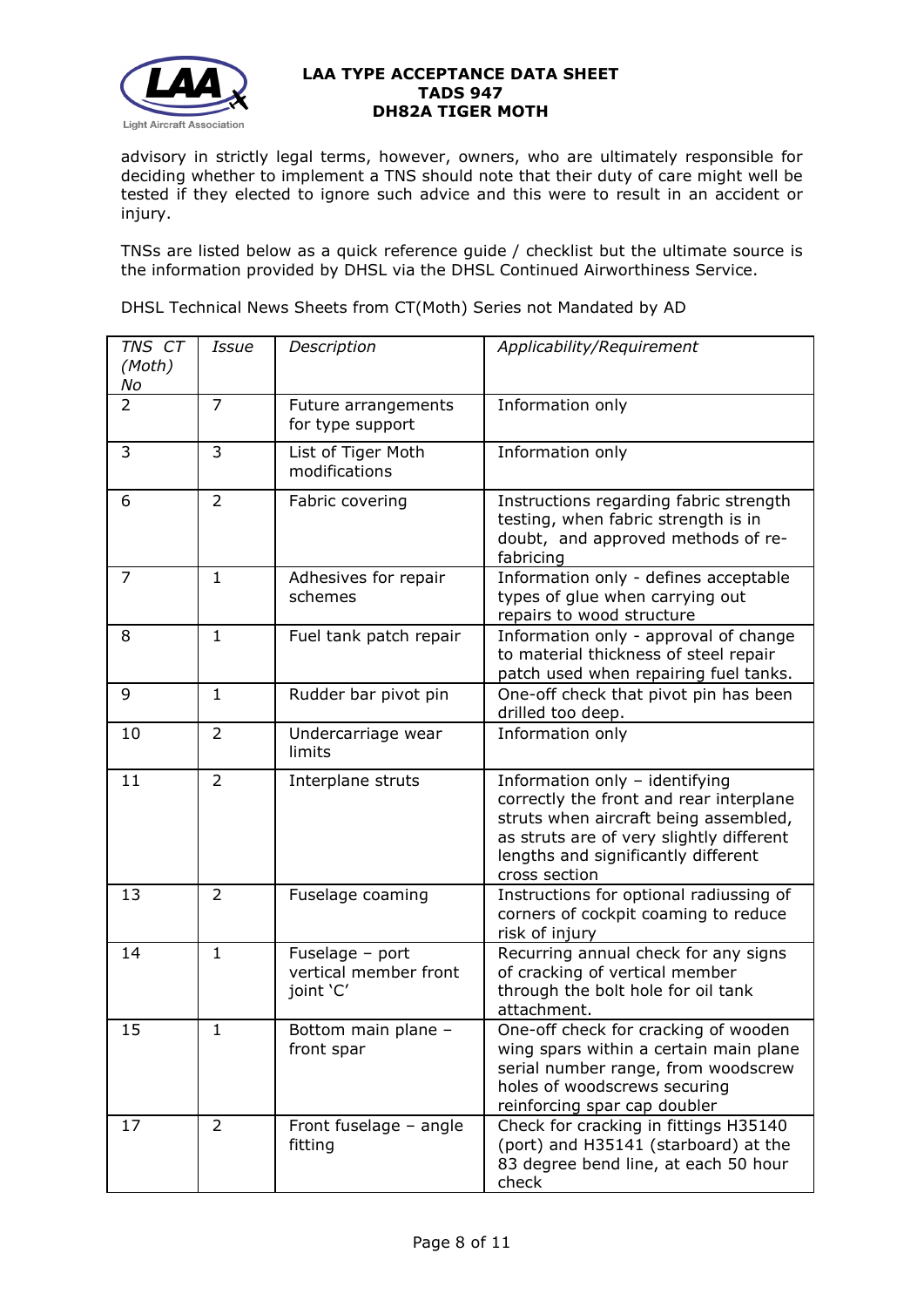advisory in strictly legal terms, however, owners, who are ultimately responsible for deciding whether to implement a TNS should note that their duty of care might well be tested if they elected to ignore such advice and this were to result in an accident or injury.

TNSs are listed below as a quick reference guide / checklist but the ultimate source is the information provided by DHSL via the DHSL Continued Airworthiness Service.

DHSL Technical News Sheets from CT(Moth) Series not Mandated by AD

| *TNS CT (Moth) No* | *Issue* | *Description* | *Applicability/Requirement* |
|---|---|---|---|
| 2 | 7 | Future arrangements for type support | Information only |
| 3 | 3 | List of Tiger Moth modifications | Information only |
| 6 | 2 | Fabric covering | Instructions regarding fabric strength testing, when fabric strength is in doubt, and approved methods of re-fabricing |
| 7 | 1 | Adhesives for repair schemes | Information only - defines acceptable types of glue when carrying out repairs to wood structure |
| 8 | 1 | Fuel tank patch repair | Information only - approval of change to material thickness of steel repair patch used when repairing fuel tanks. |
| 9 | 1 | Rudder bar pivot pin | One-off check that pivot pin has been drilled too deep. |
| 10 | 2 | Undercarriage wear limits | Information only |
| 11 | 2 | Interplane struts | Information only – identifying correctly the front and rear interplane struts when aircraft being assembled, as struts are of very slightly different lengths and significantly different cross section |
| 13 | 2 | Fuselage coaming | Instructions for optional radiussing of corners of cockpit coaming to reduce risk of injury |
| 14 | 1 | Fuselage – port vertical member front joint 'C' | Recurring annual check for any signs of cracking of vertical member through the bolt hole for oil tank attachment. |
| 15 | 1 | Bottom main plane – front spar | One-off check for cracking of wooden wing spars within a certain main plane serial number range, from woodscrew holes of woodscrews securing reinforcing spar cap doubler |
| 17 | 2 | Front fuselage – angle fitting | Check for cracking in fittings H35140 (port) and H35141 (starboard) at the 83 degree bend line, at each 50 hour check |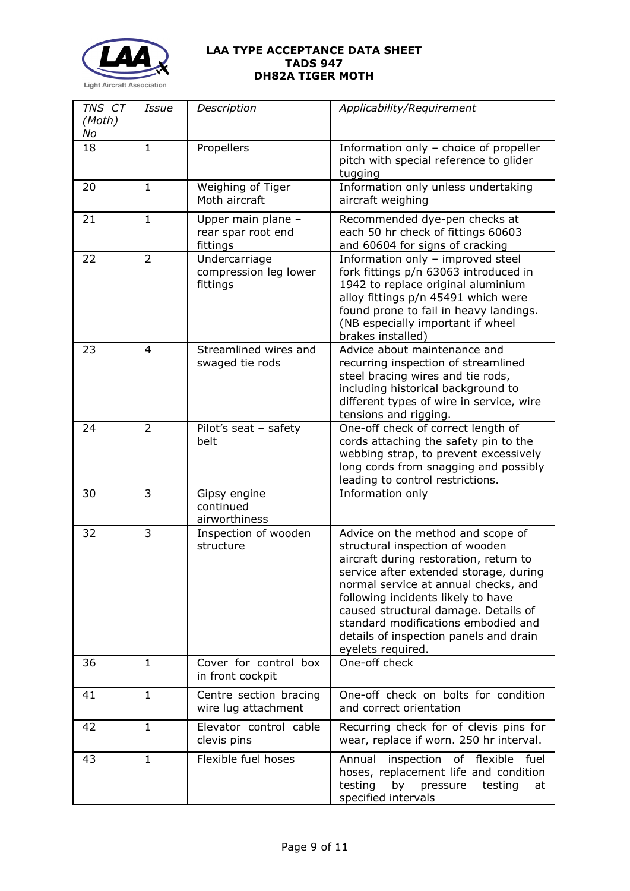| *TNS CT (Moth) No* | *Issue* | *Description* | *Applicability/Requirement* |
| --- | --- | --- | --- |
| 18 | 1 | Propellers | Information only – choice of propeller pitch with special reference to glider tugging |
| 20 | 1 | Weighing of Tiger Moth aircraft | Information only unless undertaking aircraft weighing |
| 21 | 1 | Upper main plane – rear spar root end fittings | Recommended dye-pen checks at each 50 hr check of fittings 60603 and 60604 for signs of cracking |
| 22 | 2 | Undercarriage compression leg lower fittings | Information only – improved steel fork fittings p/n 63063 introduced in 1942 to replace original aluminium alloy fittings p/n 45491 which were found prone to fail in heavy landings. (NB especially important if wheel brakes installed) |
| 23 | 4 | Streamlined wires and swaged tie rods | Advice about maintenance and recurring inspection of streamlined steel bracing wires and tie rods, including historical background to different types of wire in service, wire tensions and rigging. |
| 24 | 2 | Pilot's seat – safety belt | One-off check of correct length of cords attaching the safety pin to the webbing strap, to prevent excessively long cords from snagging and possibly leading to control restrictions. |
| 30 | 3 | Gipsy engine continued airworthiness | Information only |
| 32 | 3 | Inspection of wooden structure | Advice on the method and scope of structural inspection of wooden aircraft during restoration, return to service after extended storage, during normal service at annual checks, and following incidents likely to have caused structural damage. Details of standard modifications embodied and details of inspection panels and drain eyelets required. |
| 36 | 1 | Cover for control box in front cockpit | One-off check |
| 41 | 1 | Centre section bracing wire lug attachment | One-off check on bolts for condition and correct orientation |
| 42 | 1 | Elevator control cable clevis pins | Recurring check for of clevis pins for wear, replace if worn. 250 hr interval. |
| 43 | 1 | Flexible fuel hoses | Annual inspection of flexible fuel hoses, replacement life and condition testing by pressure testing at specified intervals |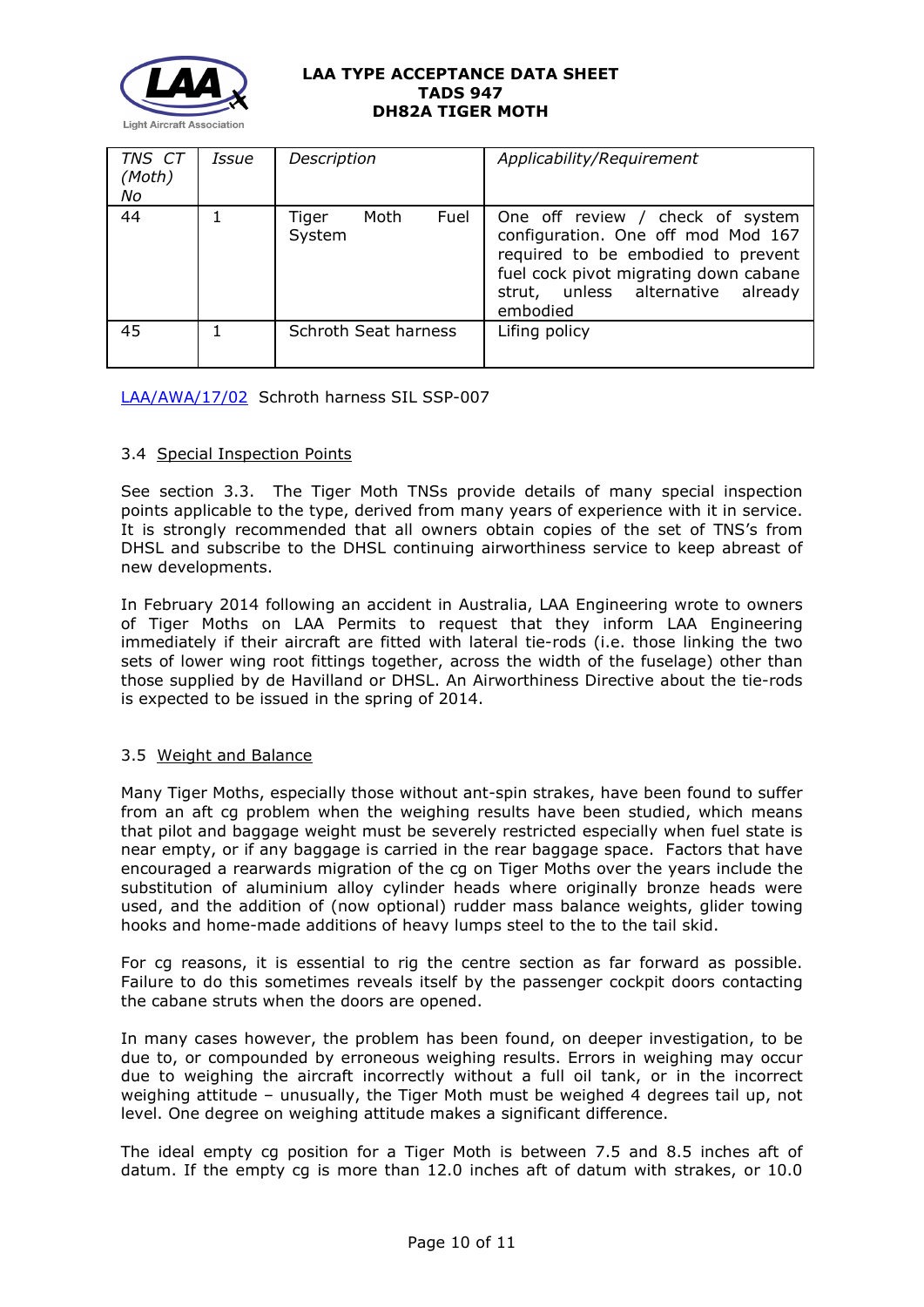| TNS CT (Moth) No | Issue | Description | Applicability/Requirement |
|---|---|---|---|
| 44 | 1 | Tiger Moth Fuel System | One off review / check of system configuration. One off mod Mod 167 required to be embodied to prevent fuel cock pivot migrating down cabane strut, unless alternative already embodied |
| 45 | 1 | Schroth Seat harness | Lifing policy |

LAA/AWA/17/02 Schroth harness SIL SSP-007

### 3.4 Special Inspection Points

See section 3.3. The Tiger Moth TNSs provide details of many special inspection points applicable to the type, derived from many years of experience with it in service. It is strongly recommended that all owners obtain copies of the set of TNS's from DHSL and subscribe to the DHSL continuing airworthiness service to keep abreast of new developments.

In February 2014 following an accident in Australia, LAA Engineering wrote to owners of Tiger Moths on LAA Permits to request that they inform LAA Engineering immediately if their aircraft are fitted with lateral tie-rods (i.e. those linking the two sets of lower wing root fittings together, across the width of the fuselage) other than those supplied by de Havilland or DHSL. An Airworthiness Directive about the tie-rods is expected to be issued in the spring of 2014.

### 3.5 Weight and Balance

Many Tiger Moths, especially those without ant-spin strakes, have been found to suffer from an aft cg problem when the weighing results have been studied, which means that pilot and baggage weight must be severely restricted especially when fuel state is near empty, or if any baggage is carried in the rear baggage space. Factors that have encouraged a rearwards migration of the cg on Tiger Moths over the years include the substitution of aluminium alloy cylinder heads where originally bronze heads were used, and the addition of (now optional) rudder mass balance weights, glider towing hooks and home-made additions of heavy lumps steel to the to the tail skid.

For cg reasons, it is essential to rig the centre section as far forward as possible. Failure to do this sometimes reveals itself by the passenger cockpit doors contacting the cabane struts when the doors are opened.

In many cases however, the problem has been found, on deeper investigation, to be due to, or compounded by erroneous weighing results. Errors in weighing may occur due to weighing the aircraft incorrectly without a full oil tank, or in the incorrect weighing attitude – unusually, the Tiger Moth must be weighed 4 degrees tail up, not level. One degree on weighing attitude makes a significant difference.

The ideal empty cg position for a Tiger Moth is between 7.5 and 8.5 inches aft of datum. If the empty cg is more than 12.0 inches aft of datum with strakes, or 10.0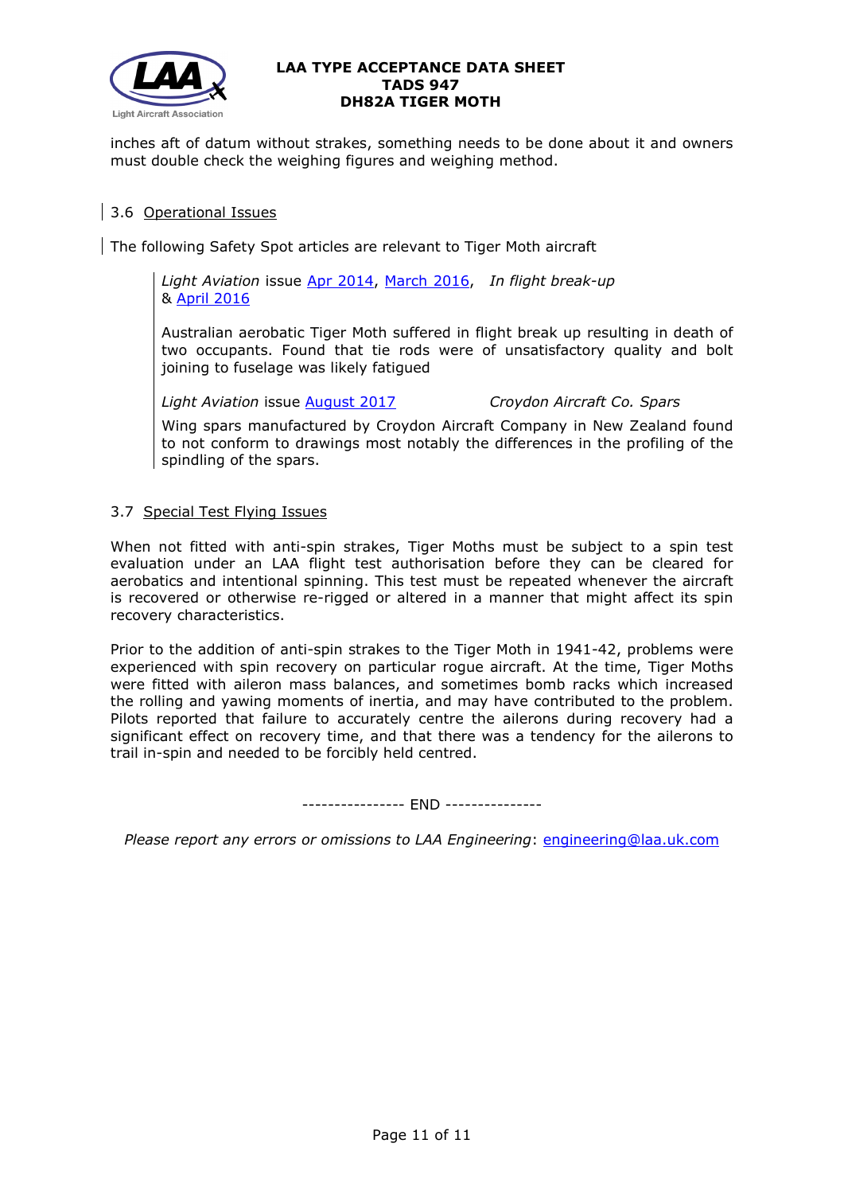inches aft of datum without strakes, something needs to be done about it and owners must double check the weighing figures and weighing method.

### 3.6 Operational Issues

The following Safety Spot articles are relevant to Tiger Moth aircraft

> *Light Aviation* issue Apr 2014, March 2016, & April 2016 — *In flight break-up*
>
> Australian aerobatic Tiger Moth suffered in flight break up resulting in death of two occupants. Found that tie rods were of unsatisfactory quality and bolt joining to fuselage was likely fatigued
>
> *Light Aviation* issue August 2017 — *Croydon Aircraft Co. Spars*
>
> Wing spars manufactured by Croydon Aircraft Company in New Zealand found to not conform to drawings most notably the differences in the profiling of the spindling of the spars.

### 3.7 Special Test Flying Issues

When not fitted with anti-spin strakes, Tiger Moths must be subject to a spin test evaluation under an LAA flight test authorisation before they can be cleared for aerobatics and intentional spinning. This test must be repeated whenever the aircraft is recovered or otherwise re-rigged or altered in a manner that might affect its spin recovery characteristics.

Prior to the addition of anti-spin strakes to the Tiger Moth in 1941-42, problems were experienced with spin recovery on particular rogue aircraft. At the time, Tiger Moths were fitted with aileron mass balances, and sometimes bomb racks which increased the rolling and yawing moments of inertia, and may have contributed to the problem. Pilots reported that failure to accurately centre the ailerons during recovery had a significant effect on recovery time, and that there was a tendency for the ailerons to trail in-spin and needed to be forcibly held centred.

--------------- END ---------------

*Please report any errors or omissions to LAA Engineering*: engineering@laa.uk.com